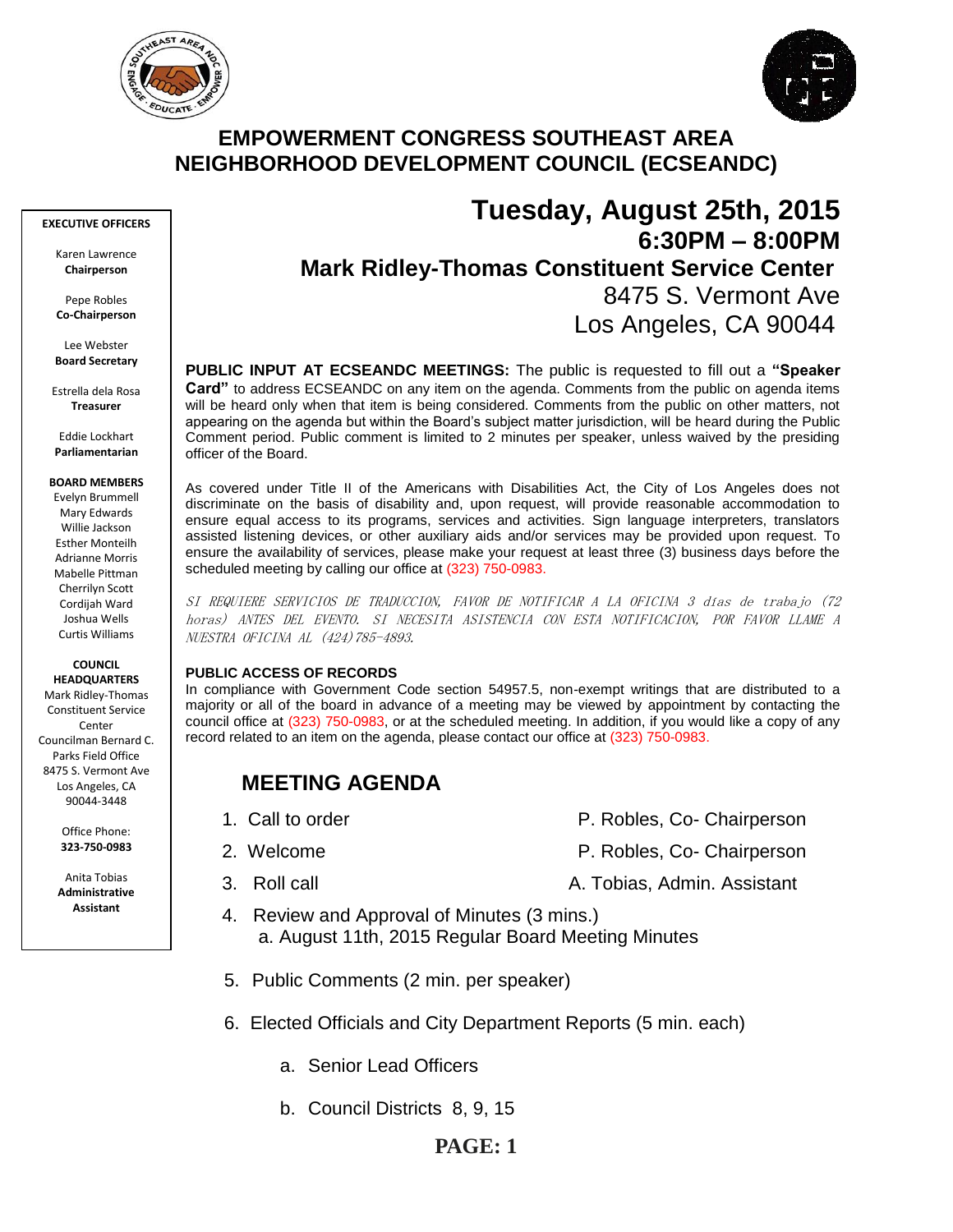# EMPOWERMENT CONGRESS SOUTHEAST AREA NEIGHBORHOOD DEVELOPMENT COUNCIL (ECSEANDC)

**EXECUTIVE OFFICERS**

Karen Lawrence
**Chairperson**

Pepe Robles
**Co-Chairperson**

Lee Webster
**Board Secretary**

Estrella dela Rosa
**Treasurer**

Eddie Lockhart
**Parliamentarian**

**BOARD MEMBERS**

Evelyn Brummell
Mary Edwards
Willie Jackson
Esther Monteilh
Adrianne Morris
Mabelle Pittman
Cherrilyn Scott
Cordijah Ward
Joshua Wells
Curtis Williams

**COUNCIL HEADQUARTERS**

Mark Ridley-Thomas Constituent Service Center
Councilman Bernard C. Parks Field Office
8475 S. Vermont Ave
Los Angeles, CA 90044-3448

Office Phone:
**323-750-0983**

Anita Tobias
**Administrative Assistant**

## Tuesday, August 25th, 2015

### 6:30PM – 8:00PM

### Mark Ridley-Thomas Constituent Service Center

8475 S. Vermont Ave
Los Angeles, CA 90044

**PUBLIC INPUT AT ECSEANDC MEETINGS:** The public is requested to fill out a **"Speaker Card"** to address ECSEANDC on any item on the agenda. Comments from the public on agenda items will be heard only when that item is being considered. Comments from the public on other matters, not appearing on the agenda but within the Board's subject matter jurisdiction, will be heard during the Public Comment period. Public comment is limited to 2 minutes per speaker, unless waived by the presiding officer of the Board.

As covered under Title II of the Americans with Disabilities Act, the City of Los Angeles does not discriminate on the basis of disability and, upon request, will provide reasonable accommodation to ensure equal access to its programs, services and activities. Sign language interpreters, translators assisted listening devices, or other auxiliary aids and/or services may be provided upon request. To ensure the availability of services, please make your request at least three (3) business days before the scheduled meeting by calling our office at (323) 750-0983.

*SI REQUIERE SERVICIOS DE TRADUCCION, FAVOR DE NOTIFICAR A LA OFICINA 3 días de trabajo (72 horas) ANTES DEL EVENTO. SI NECESITA ASISTENCIA CON ESTA NOTIFICACION, POR FAVOR LLAME A NUESTRA OFICINA AL (424)785-4893.*

**PUBLIC ACCESS OF RECORDS**

In compliance with Government Code section 54957.5, non-exempt writings that are distributed to a majority or all of the board in advance of a meeting may be viewed by appointment by contacting the council office at (323) 750-0983, or at the scheduled meeting. In addition, if you would like a copy of any record related to an item on the agenda, please contact our office at (323) 750-0983.

## MEETING AGENDA

1. Call to order — P. Robles, Co- Chairperson
2. Welcome — P. Robles, Co- Chairperson
3. Roll call — A. Tobias, Admin. Assistant
4. Review and Approval of Minutes (3 mins.)
   a. August 11th, 2015 Regular Board Meeting Minutes
5. Public Comments (2 min. per speaker)
6. Elected Officials and City Department Reports (5 min. each)
   a. Senior Lead Officers
   b. Council Districts 8, 9, 15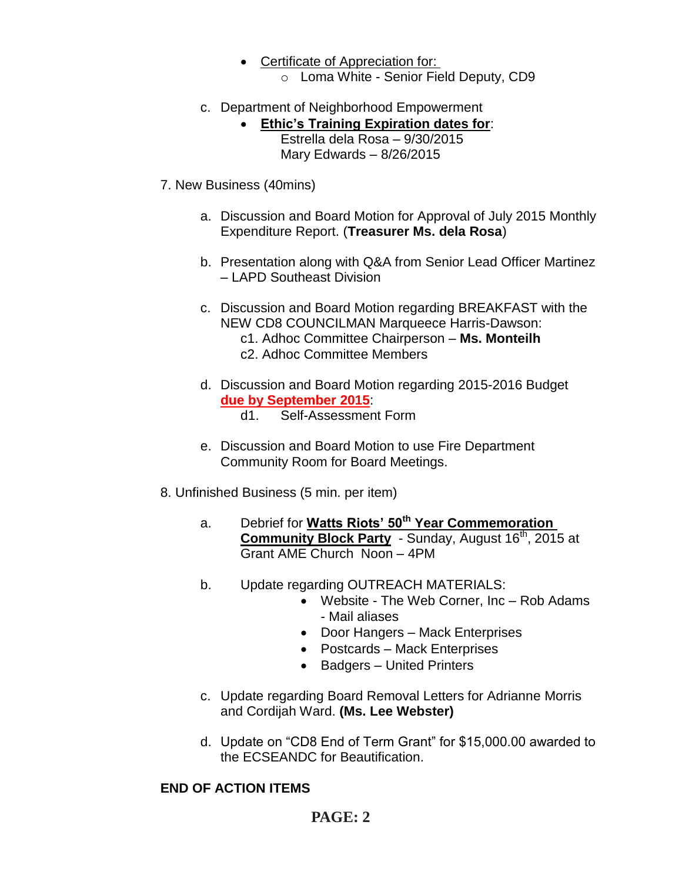- Certificate of Appreciation for:
  - Loma White - Senior Field Deputy, CD9

c. Department of Neighborhood Empowerment

- **Ethic's Training Expiration dates for**:
  Estrella dela Rosa – 9/30/2015
  Mary Edwards – 8/26/2015

7. New Business (40mins)

a. Discussion and Board Motion for Approval of July 2015 Monthly Expenditure Report. (**Treasurer Ms. dela Rosa**)

b. Presentation along with Q&A from Senior Lead Officer Martinez – LAPD Southeast Division

c. Discussion and Board Motion regarding BREAKFAST with the NEW CD8 COUNCILMAN Marqueece Harris-Dawson:
  c1. Adhoc Committee Chairperson – **Ms. Monteilh**
  c2. Adhoc Committee Members

d. Discussion and Board Motion regarding 2015-2016 Budget **due by September 2015**:
  d1. Self-Assessment Form

e. Discussion and Board Motion to use Fire Department Community Room for Board Meetings.

8. Unfinished Business (5 min. per item)

a. Debrief for **Watts Riots' 50th Year Commemoration Community Block Party** - Sunday, August 16th, 2015 at Grant AME Church Noon – 4PM

b. Update regarding OUTREACH MATERIALS:
  - Website - The Web Corner, Inc – Rob Adams - Mail aliases
  - Door Hangers – Mack Enterprises
  - Postcards – Mack Enterprises
  - Badgers – United Printers

c. Update regarding Board Removal Letters for Adrianne Morris and Cordijah Ward. **(Ms. Lee Webster)**

d. Update on "CD8 End of Term Grant" for $15,000.00 awarded to the ECSEANDC for Beautification.

**END OF ACTION ITEMS**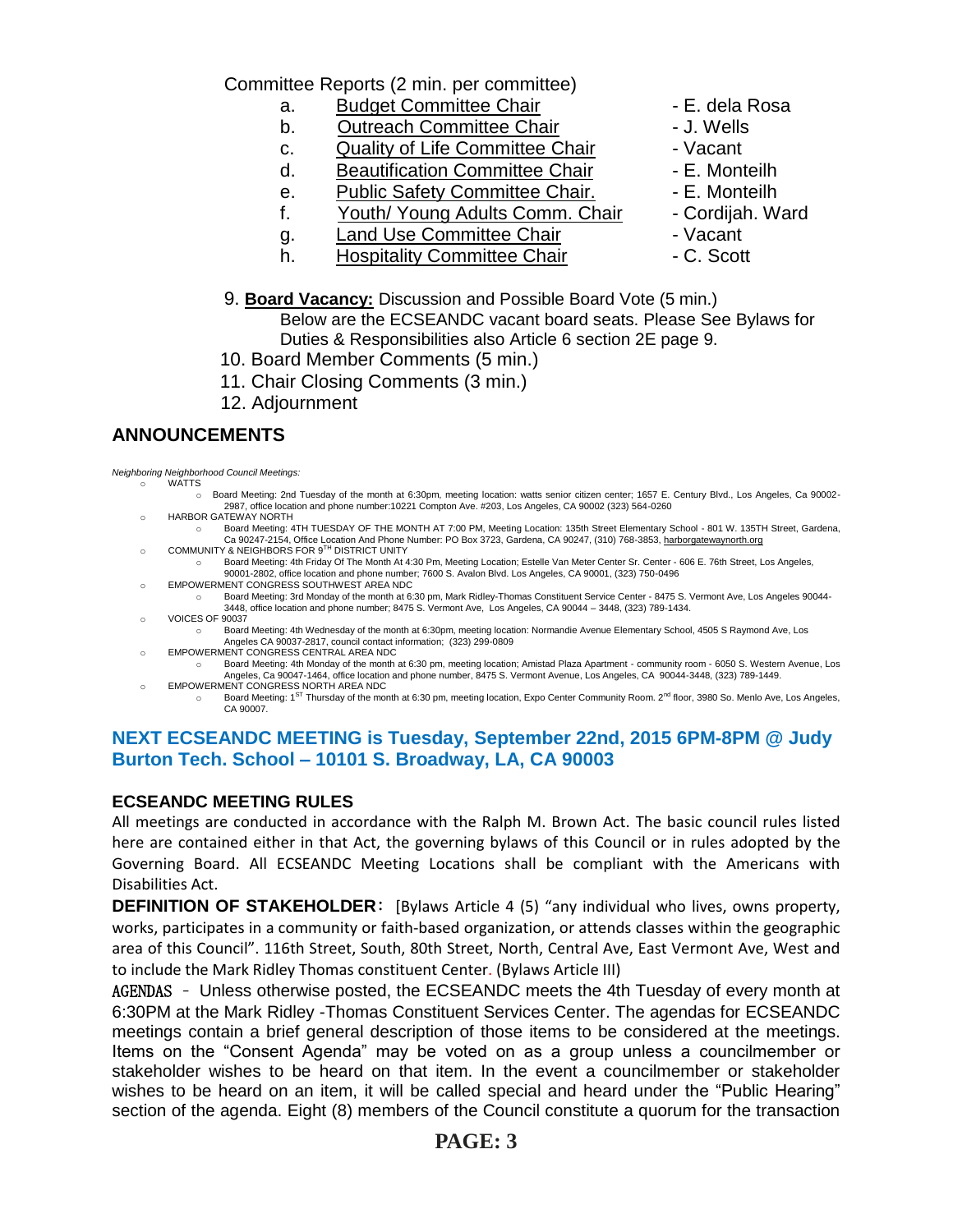Committee Reports (2 min. per committee)

a. Budget Committee Chair - E. dela Rosa
b. Outreach Committee Chair - J. Wells
c. Quality of Life Committee Chair - Vacant
d. Beautification Committee Chair - E. Monteilh
e. Public Safety Committee Chair. - E. Monteilh
f. Youth/ Young Adults Comm. Chair - Cordijah. Ward
g. Land Use Committee Chair - Vacant
h. Hospitality Committee Chair - C. Scott

9. **Board Vacancy:** Discussion and Possible Board Vote (5 min.)
   Below are the ECSEANDC vacant board seats. Please See Bylaws for Duties & Responsibilities also Article 6 section 2E page 9.
10. Board Member Comments (5 min.)
11. Chair Closing Comments (3 min.)
12. Adjournment

## ANNOUNCEMENTS

*Neighboring Neighborhood Council Meetings:*

- WATTS
  - Board Meeting: 2nd Tuesday of the month at 6:30pm, meeting location: watts senior citizen center; 1657 E. Century Blvd., Los Angeles, Ca 90002-2987, office location and phone number:10221 Compton Ave. #203, Los Angeles, CA 90002 (323) 564-0260
- HARBOR GATEWAY NORTH
  - Board Meeting: 4TH TUESDAY OF THE MONTH AT 7:00 PM, Meeting Location: 135th Street Elementary School - 801 W. 135TH Street, Gardena, Ca 90247-2154, Office Location And Phone Number: PO Box 3723, Gardena, CA 90247, (310) 768-3853, harborgatewaynorth.org
- COMMUNITY & NEIGHBORS FOR 9TH DISTRICT UNITY
  - Board Meeting: 4th Friday Of The Month At 4:30 Pm, Meeting Location; Estelle Van Meter Center Sr. Center - 606 E. 76th Street, Los Angeles, 90001-2802, office location and phone number; 7600 S. Avalon Blvd. Los Angeles, CA 90001, (323) 750-0496
- EMPOWERMENT CONGRESS SOUTHWEST AREA NDC
  - Board Meeting: 3rd Monday of the month at 6:30 pm, Mark Ridley-Thomas Constituent Service Center - 8475 S. Vermont Ave, Los Angeles 90044-3448, office location and phone number; 8475 S. Vermont Ave, Los Angeles, CA 90044 – 3448, (323) 789-1434.
- VOICES OF 90037
  - Board Meeting: 4th Wednesday of the month at 6:30pm, meeting location: Normandie Avenue Elementary School, 4505 S Raymond Ave, Los Angeles CA 90037-2817, council contact information; (323) 299-0809
- EMPOWERMENT CONGRESS CENTRAL AREA NDC
  - Board Meeting: 4th Monday of the month at 6:30 pm, meeting location; Amistad Plaza Apartment - community room - 6050 S. Western Avenue, Los Angeles, Ca 90047-1464, office location and phone number, 8475 S. Vermont Avenue, Los Angeles, CA 90044-3448, (323) 789-1449.
- EMPOWERMENT CONGRESS NORTH AREA NDC
  - Board Meeting: 1ST Thursday of the month at 6:30 pm, meeting location, Expo Center Community Room. 2nd floor, 3980 So. Menlo Ave, Los Angeles, CA 90007.

## NEXT ECSEANDC MEETING is Tuesday, September 22nd, 2015 6PM-8PM @ Judy Burton Tech. School – 10101 S. Broadway, LA, CA 90003

### ECSEANDC MEETING RULES

All meetings are conducted in accordance with the Ralph M. Brown Act. The basic council rules listed here are contained either in that Act, the governing bylaws of this Council or in rules adopted by the Governing Board. All ECSEANDC Meeting Locations shall be compliant with the Americans with Disabilities Act.

**DEFINITION OF STAKEHOLDER**: [Bylaws Article 4 (5) "any individual who lives, owns property, works, participates in a community or faith-based organization, or attends classes within the geographic area of this Council". 116th Street, South, 80th Street, North, Central Ave, East Vermont Ave, West and to include the Mark Ridley Thomas constituent Center. (Bylaws Article III)

AGENDAS - Unless otherwise posted, the ECSEANDC meets the 4th Tuesday of every month at 6:30PM at the Mark Ridley -Thomas Constituent Services Center. The agendas for ECSEANDC meetings contain a brief general description of those items to be considered at the meetings. Items on the "Consent Agenda" may be voted on as a group unless a councilmember or stakeholder wishes to be heard on that item. In the event a councilmember or stakeholder wishes to be heard on an item, it will be called special and heard under the "Public Hearing" section of the agenda. Eight (8) members of the Council constitute a quorum for the transaction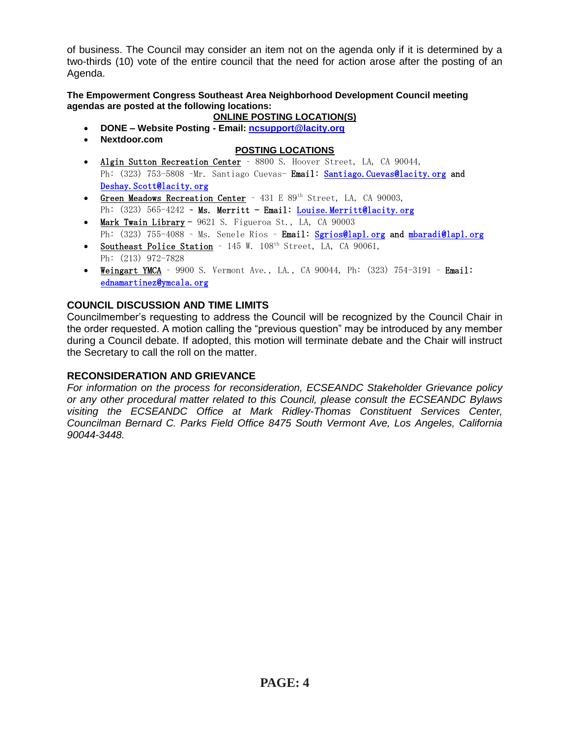of business. The Council may consider an item not on the agenda only if it is determined by a two-thirds (10) vote of the entire council that the need for action arose after the posting of an Agenda.

**The Empowerment Congress Southeast Area Neighborhood Development Council meeting agendas are posted at the following locations:**

**ONLINE POSTING LOCATION(S)**

- **DONE – Website Posting - Email: ncsupport@lacity.org**
- **Nextdoor.com**

**POSTING LOCATIONS**

- Algin Sutton Recreation Center – 8800 S. Hoover Street, LA, CA 90044, Ph: (323) 753-5808 –Mr. Santiago Cuevas- **Email:** Santiago.Cuevas@lacity.org and Deshay.Scott@lacity.org
- Green Meadows Recreation Center – 431 E 89th Street, LA, CA 90003, Ph: (323) 565-4242 **- Ms. Merritt - Email:** Louise.Merritt@lacity.org
- Mark Twain Library **–** 9621 S. Figueroa St., LA, CA 90003 Ph: (323) 755-4088 – Ms. Senele Rios – **Email:** Sgrios@lapl.org and mbaradi@lapl.org
- Southeast Police Station – 145 W. 108th Street, LA, CA 90061, Ph: (213) 972-7828
- Weingart YMCA – 9900 S. Vermont Ave., LA., CA 90044, Ph: (323) 754-3191 – **Email:** ednamartinez@ymcala.org

## COUNCIL DISCUSSION AND TIME LIMITS

Councilmember's requesting to address the Council will be recognized by the Council Chair in the order requested. A motion calling the "previous question" may be introduced by any member during a Council debate. If adopted, this motion will terminate debate and the Chair will instruct the Secretary to call the roll on the matter.

## RECONSIDERATION AND GRIEVANCE

*For information on the process for reconsideration, ECSEANDC Stakeholder Grievance policy or any other procedural matter related to this Council, please consult the ECSEANDC Bylaws visiting the ECSEANDC Office at Mark Ridley-Thomas Constituent Services Center, Councilman Bernard C. Parks Field Office 8475 South Vermont Ave, Los Angeles, California 90044-3448.*